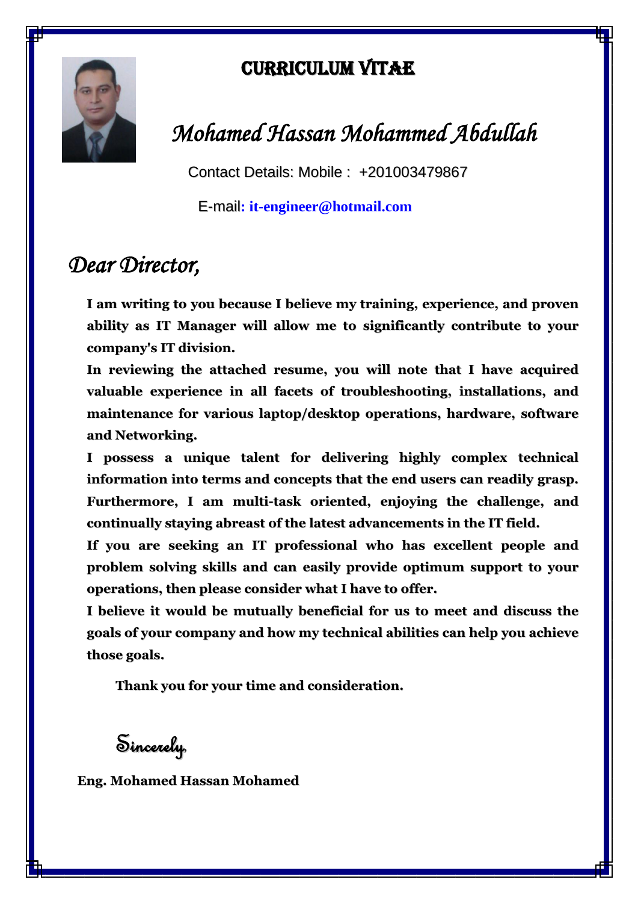# CURRICULUM VITAE

## *Mohamed Hassan Mohammed Abdullah*

Contact Details: Mobile : +201003479867

E-mail: **it-engineer@hotmail.com**

## *Dear Director,*

**I am writing to you because I believe my training, experience, and proven ability as IT Manager will allow me to significantly contribute to your company's IT division.**

**In reviewing the attached resume, you will note that I have acquired valuable experience in all facets of troubleshooting, installations, and maintenance for various laptop/desktop operations, hardware, software and Networking.**

**I possess a unique talent for delivering highly complex technical information into terms and concepts that the end users can readily grasp. Furthermore, I am multi-task oriented, enjoying the challenge, and continually staying abreast of the latest advancements in the IT field.**

**If you are seeking an IT professional who has excellent people and problem solving skills and can easily provide optimum support to your operations, then please consider what I have to offer.**

**I believe it would be mutually beneficial for us to meet and discuss the goals of your company and how my technical abilities can help you achieve those goals.**

**Thank you for your time and consideration.**

*Sincerely,*

**Eng. Mohamed Hassan Mohamed**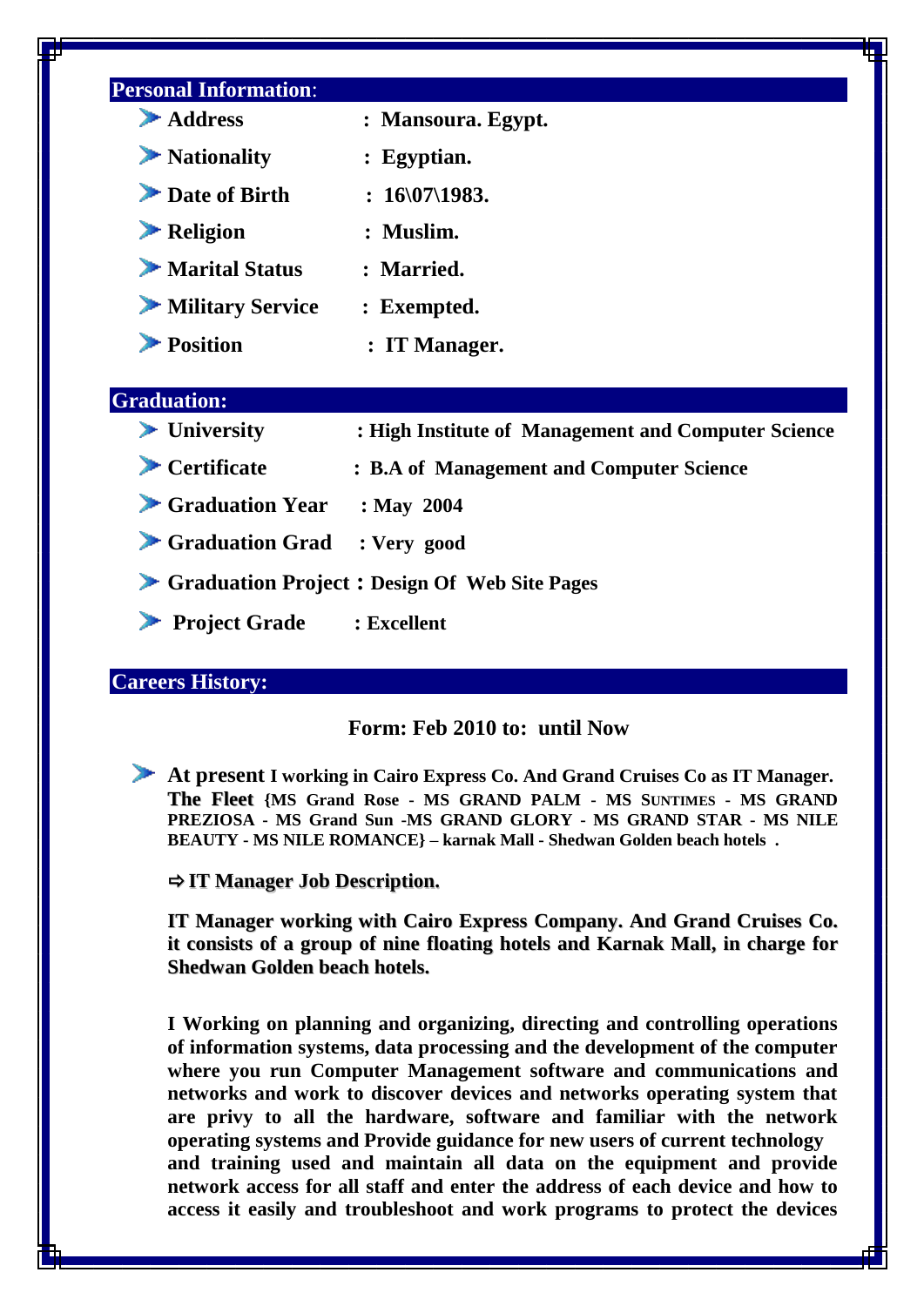## Personal Information:

- **Address** : **Mansoura. Egypt.**
- **Nationality** : **Egyptian.**
- **Date of Birth** : **16\07\1983.**
- **Religion** : **Muslim.**
- **Marital Status** : **Married.**
- **Military Service** : **Exempted.**
- **Position** : **IT Manager.**

## Graduation:

- **University** : **High Institute of Management and Computer Science**
- **Certificate** : **B.A of Management and Computer Science**
- **Graduation Year** : **May 2004**
- **Graduation Grad** : **Very good**
- **Graduation Project** : **Design Of Web Site Pages**
- **Project Grade** : **Excellent**

## Careers History:

**Form: Feb 2010 to: until Now**

- **At present I working in Cairo Express Co. And Grand Cruises Co as IT Manager. The Fleet {MS Grand Rose - MS GRAND PALM - MS SUNTIMES - MS GRAND PREZIOSA - MS Grand Sun -MS GRAND GLORY - MS GRAND STAR - MS NILE BEAUTY - MS NILE ROMANCE} – karnak Mall - Shedwan Golden beach hotels .**

⇨ **IT Manager Job Description.**

**IT Manager working with Cairo Express Company. And Grand Cruises Co. it consists of a group of nine floating hotels and Karnak Mall, in charge for Shedwan Golden beach hotels.**

**I Working on planning and organizing, directing and controlling operations of information systems, data processing and the development of the computer where you run Computer Management software and communications and networks and work to discover devices and networks operating system that are privy to all the hardware, software and familiar with the network operating systems and Provide guidance for new users of current technology and training used and maintain all data on the equipment and provide network access for all staff and enter the address of each device and how to access it easily and troubleshoot and work programs to protect the devices**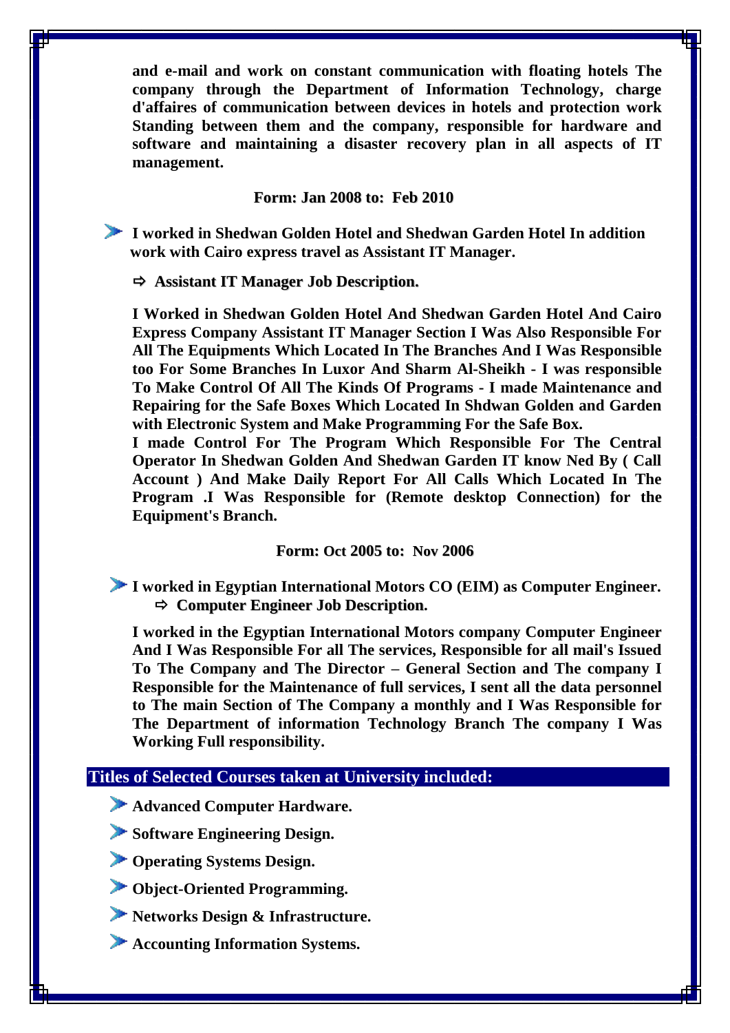**and e-mail and work on constant communication with floating hotels The company through the Department of Information Technology, charge d'affaires of communication between devices in hotels and protection work Standing between them and the company, responsible for hardware and software and maintaining a disaster recovery plan in all aspects of IT management.**

**Form: Jan 2008 to: Feb 2010**

- **I worked in Shedwan Golden Hotel and Shedwan Garden Hotel In addition work with Cairo express travel as Assistant IT Manager.**

  ⇨ **Assistant IT Manager Job Description.**

**I Worked in Shedwan Golden Hotel And Shedwan Garden Hotel And Cairo Express Company Assistant IT Manager Section I Was Also Responsible For All The Equipments Which Located In The Branches And I Was Responsible too For Some Branches In Luxor And Sharm Al-Sheikh - I was responsible To Make Control Of All The Kinds Of Programs - I made Maintenance and Repairing for the Safe Boxes Which Located In Shdwan Golden and Garden with Electronic System and Make Programming For the Safe Box.**
**I made Control For The Program Which Responsible For The Central Operator In Shedwan Golden And Shedwan Garden IT know Ned By ( Call Account ) And Make Daily Report For All Calls Which Located In The Program .I Was Responsible for (Remote desktop Connection) for the Equipment's Branch.**

**Form: Oct 2005 to: Nov 2006**

- **I worked in Egyptian International Motors CO (EIM) as Computer Engineer.**

  ⇨ **Computer Engineer Job Description.**

**I worked in the Egyptian International Motors company Computer Engineer And I Was Responsible For all The services, Responsible for all mail's Issued To The Company and The Director – General Section and The company I Responsible for the Maintenance of full services, I sent all the data personnel to The main Section of The Company a monthly and I Was Responsible for The Department of information Technology Branch The company I Was Working Full responsibility.**

## Titles of Selected Courses taken at University included:

- **Advanced Computer Hardware.**
- **Software Engineering Design.**
- **Operating Systems Design.**
- **Object-Oriented Programming.**
- **Networks Design & Infrastructure.**
- **Accounting Information Systems.**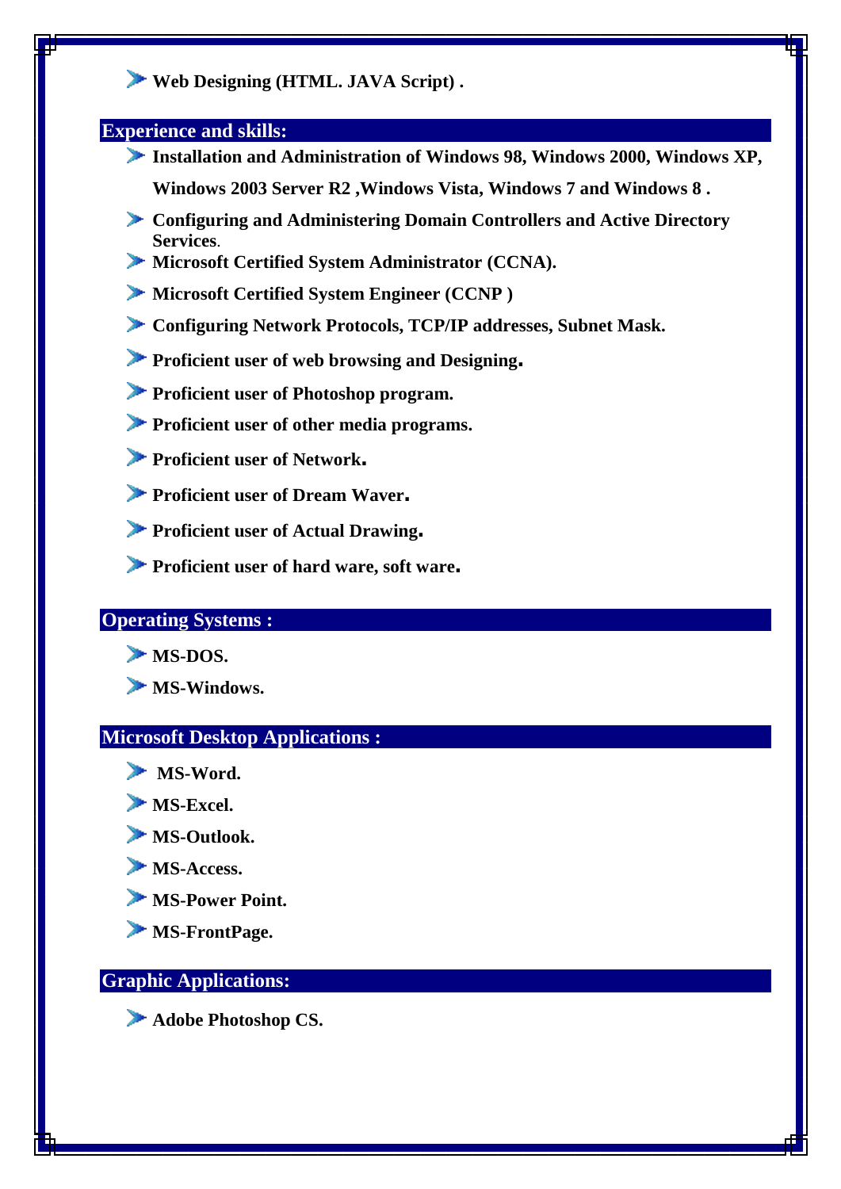- **Web Designing (HTML. JAVA Script) .**

## Experience and skills:

- **Installation and Administration of Windows 98, Windows 2000, Windows XP, Windows 2003 Server R2 ,Windows Vista, Windows 7 and Windows 8 .**
- **Configuring and Administering Domain Controllers and Active Directory Services.**
- **Microsoft Certified System Administrator (CCNA).**
- **Microsoft Certified System Engineer (CCNP )**
- **Configuring Network Protocols, TCP/IP addresses, Subnet Mask.**
- **Proficient user of web browsing and Designing.**
- **Proficient user of Photoshop program.**
- **Proficient user of other media programs.**
- **Proficient user of Network.**
- **Proficient user of Dream Waver.**
- **Proficient user of Actual Drawing.**
- **Proficient user of hard ware, soft ware.**

## Operating Systems :

- **MS-DOS.**
- **MS-Windows.**

## Microsoft Desktop Applications :

- **MS-Word.**
- **MS-Excel.**
- **MS-Outlook.**
- **MS-Access.**
- **MS-Power Point.**
- **MS-FrontPage.**

## Graphic Applications:

- **Adobe Photoshop CS.**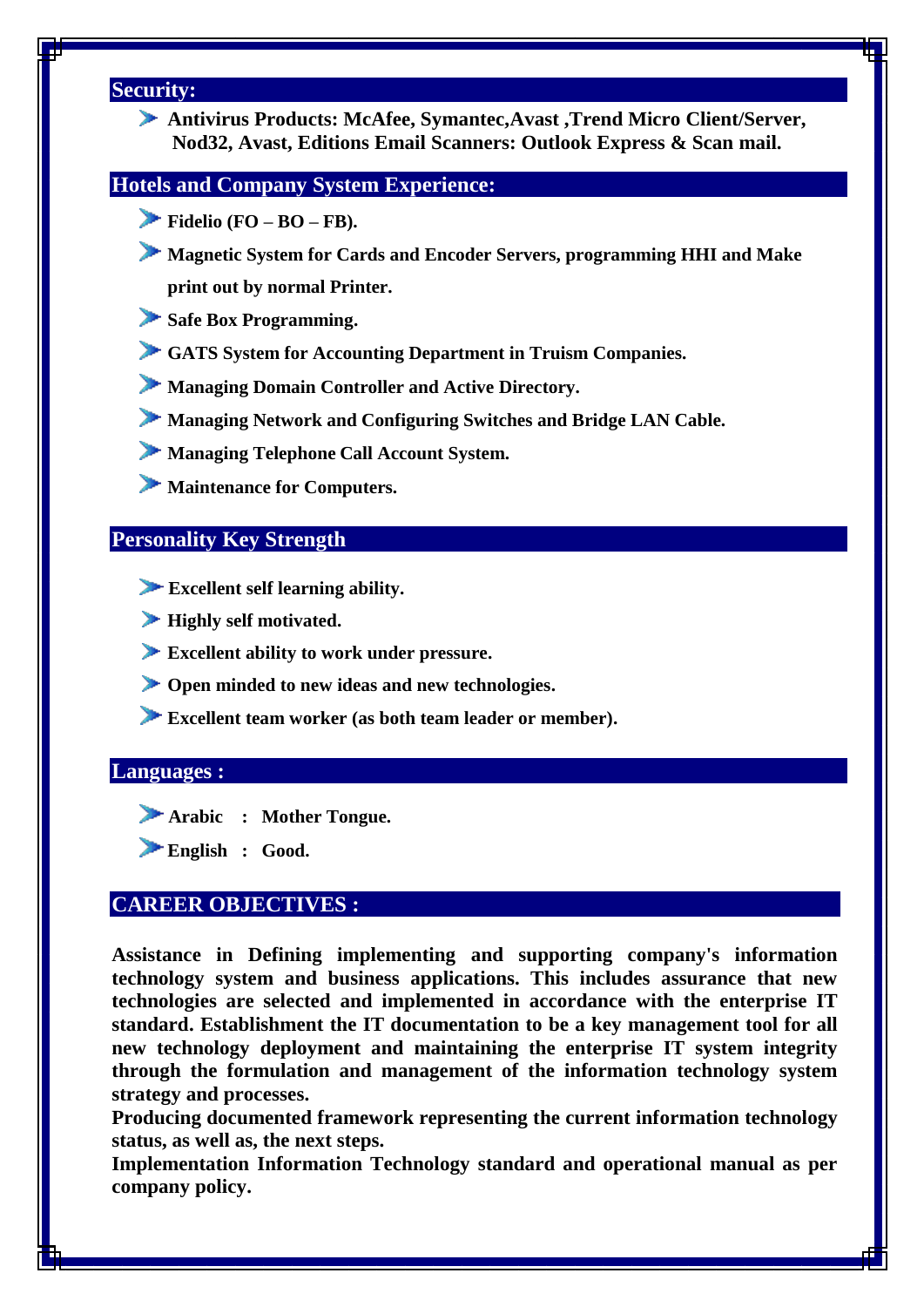## Security:

- **Antivirus Products: McAfee, Symantec,Avast ,Trend Micro Client/Server, Nod32, Avast, Editions Email Scanners: Outlook Express & Scan mail.**

## Hotels and Company System Experience:

- **Fidelio (FO – BO – FB).**
- **Magnetic System for Cards and Encoder Servers, programming HHI and Make print out by normal Printer.**
- **Safe Box Programming.**
- **GATS System for Accounting Department in Truism Companies.**
- **Managing Domain Controller and Active Directory.**
- **Managing Network and Configuring Switches and Bridge LAN Cable.**
- **Managing Telephone Call Account System.**
- **Maintenance for Computers.**

## Personality Key Strength

- **Excellent self learning ability.**
- **Highly self motivated.**
- **Excellent ability to work under pressure.**
- **Open minded to new ideas and new technologies.**
- **Excellent team worker (as both team leader or member).**

## Languages :

- **Arabic : Mother Tongue.**
- **English : Good.**

## CAREER OBJECTIVES :

**Assistance in Defining implementing and supporting company's information technology system and business applications. This includes assurance that new technologies are selected and implemented in accordance with the enterprise IT standard. Establishment the IT documentation to be a key management tool for all new technology deployment and maintaining the enterprise IT system integrity through the formulation and management of the information technology system strategy and processes.**

**Producing documented framework representing the current information technology status, as well as, the next steps.**

**Implementation Information Technology standard and operational manual as per company policy.**